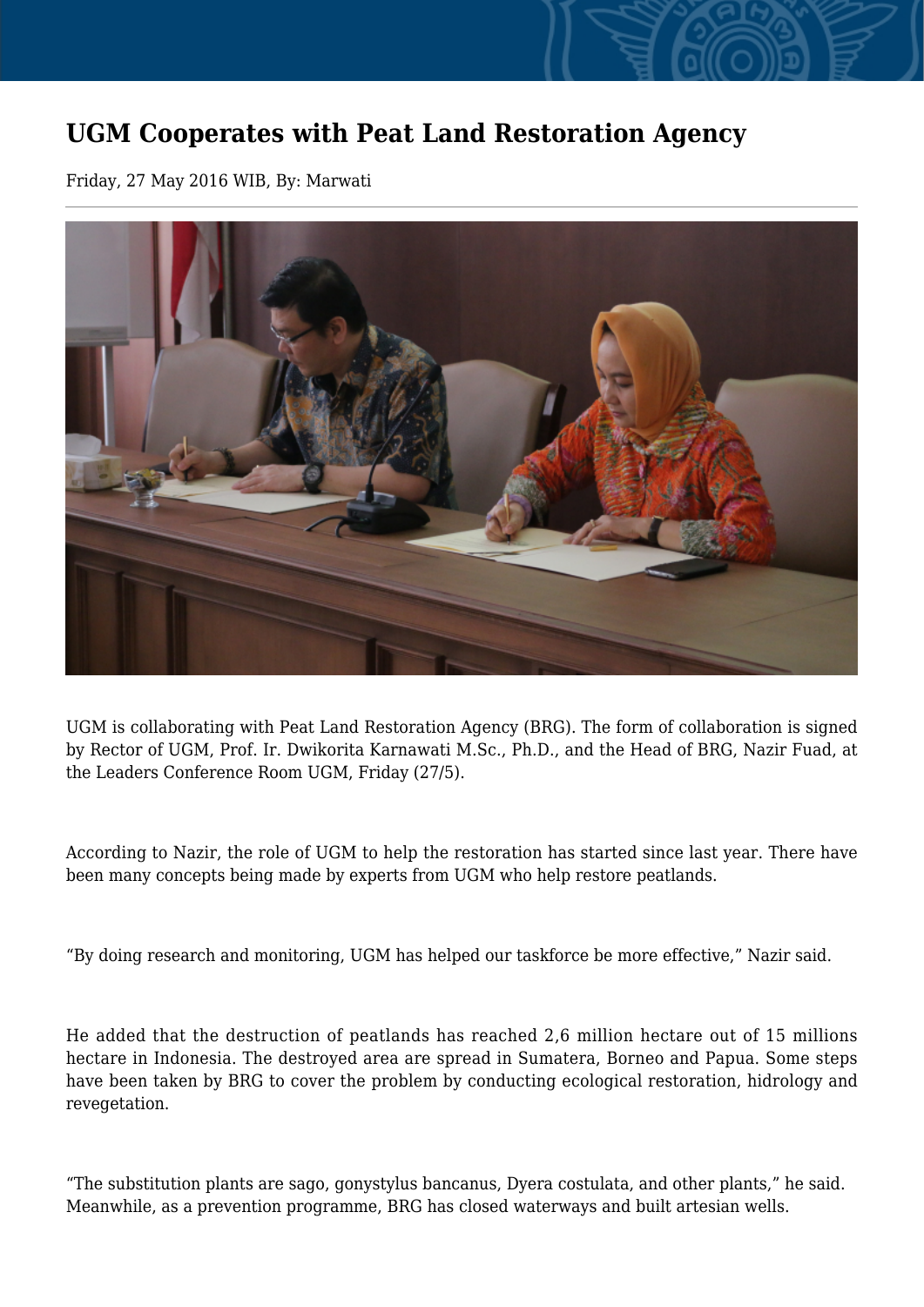# UGM Cooperates with Peat Land Restoration Agency

Friday, 27 May 2016 WIB, By: Marwati

UGM is collaborating with Peat Land Restoration Agency (BRG). The form of collaboration is signed by Rector of UGM, Prof. Ir. Dwikorita Karnawati M.Sc., Ph.D., and the Head of BRG, Nazir Fuad, at the Leaders Conference Room UGM, Friday (27/5).

According to Nazir, the role of UGM to help the restoration has started since last year. There have been many concepts being made by experts from UGM who help restore peatlands.

“By doing research and monitoring, UGM has helped our taskforce be more effective,” Nazir said.

He added that the destruction of peatlands has reached 2,6 million hectare out of 15 millions hectare in Indonesia. The destroyed area are spread in Sumatera, Borneo and Papua. Some steps have been taken by BRG to cover the problem by conducting ecological restoration, hidrology and revegetation.

“The substitution plants are sago, gonystylus bancanus, Dyera costulata, and other plants,” he said. Meanwhile, as a prevention programme, BRG has closed waterways and built artesian wells.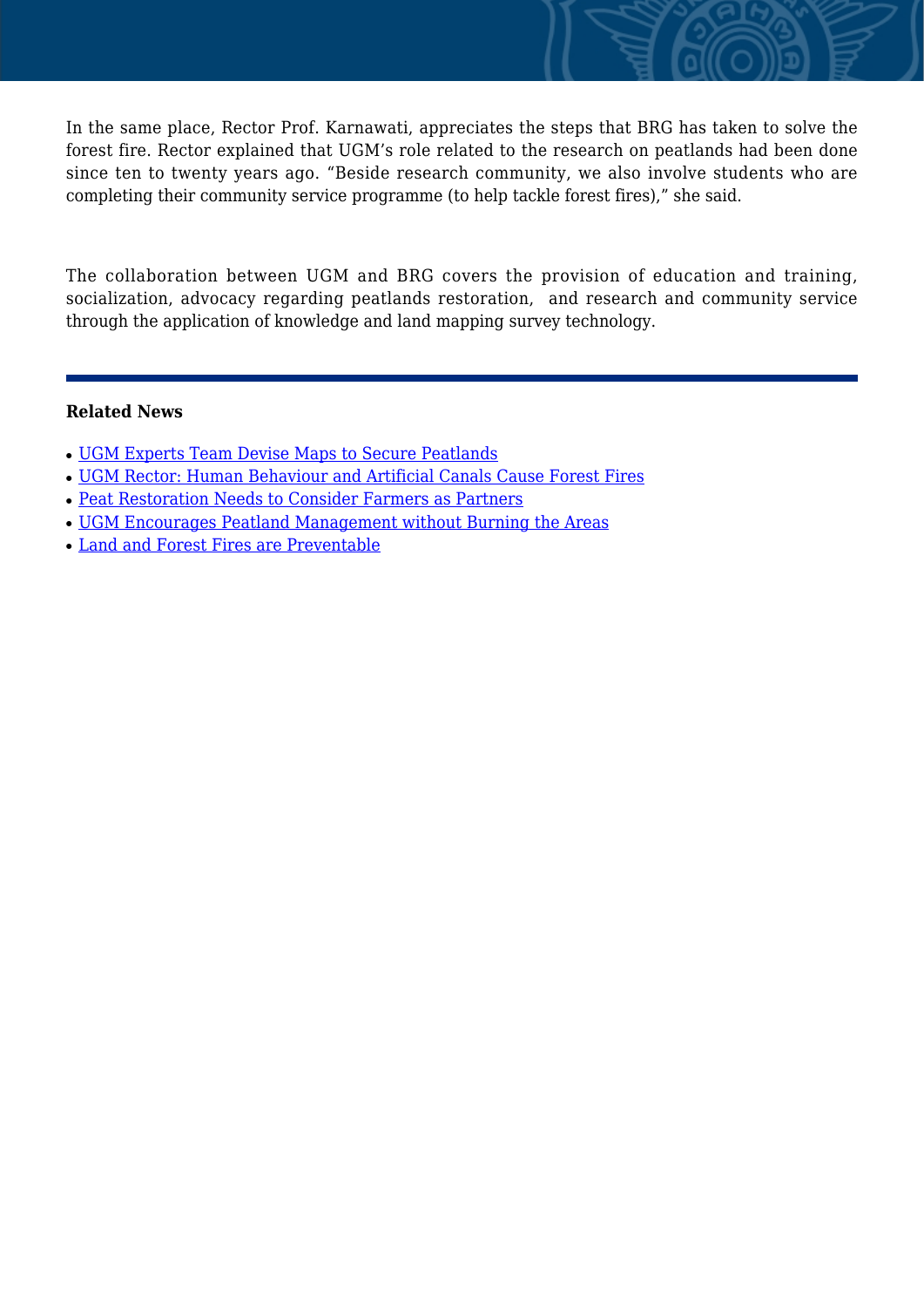In the same place, Rector Prof. Karnawati, appreciates the steps that BRG has taken to solve the forest fire. Rector explained that UGM's role related to the research on peatlands had been done since ten to twenty years ago. "Beside research community, we also involve students who are completing their community service programme (to help tackle forest fires)," she said.

The collaboration between UGM and BRG covers the provision of education and training, socialization, advocacy regarding peatlands restoration, and research and community service through the application of knowledge and land mapping survey technology.

---

**Related News**

- UGM Experts Team Devise Maps to Secure Peatlands
- UGM Rector: Human Behaviour and Artificial Canals Cause Forest Fires
- Peat Restoration Needs to Consider Farmers as Partners
- UGM Encourages Peatland Management without Burning the Areas
- Land and Forest Fires are Preventable